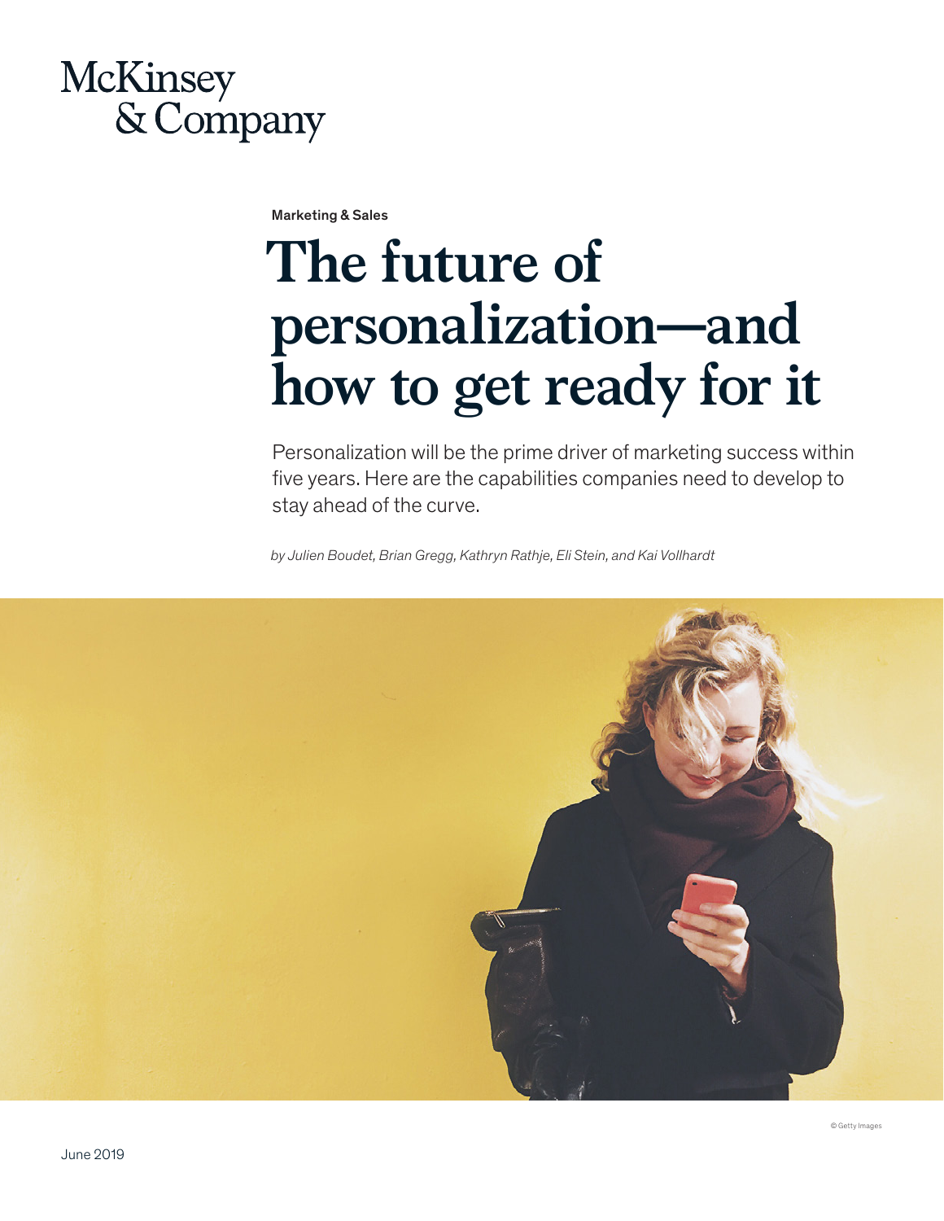McKinsey & Company

Marketing & Sales

# The future of personalization—and how to get ready for it

Personalization will be the prime driver of marketing success within five years. Here are the capabilities companies need to develop to stay ahead of the curve.

*by Julien Boudet, Brian Gregg, Kathryn Rathje, Eli Stein, and Kai Vollhardt*

© Getty Images

June 2019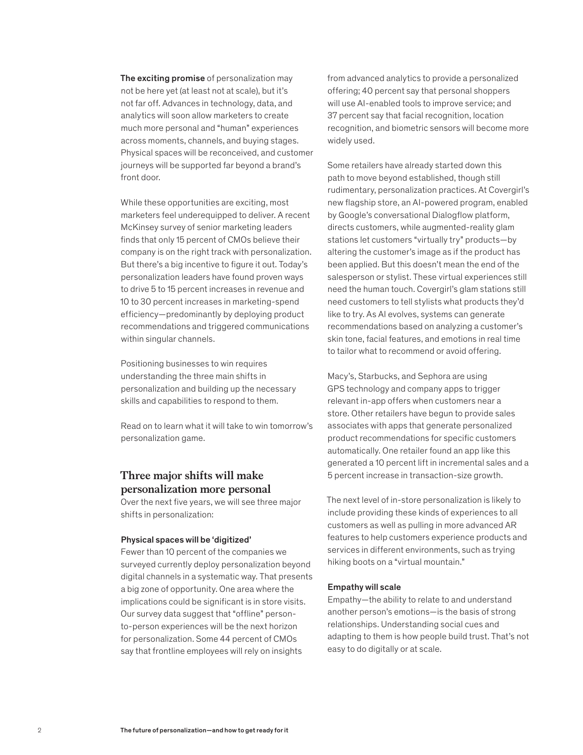**The exciting promise** of personalization may not be here yet (at least not at scale), but it's not far off. Advances in technology, data, and analytics will soon allow marketers to create much more personal and "human" experiences across moments, channels, and buying stages. Physical spaces will be reconceived, and customer journeys will be supported far beyond a brand's front door.

While these opportunities are exciting, most marketers feel underequipped to deliver. A recent McKinsey survey of senior marketing leaders finds that only 15 percent of CMOs believe their company is on the right track with personalization. But there's a big incentive to figure it out. Today's personalization leaders have found proven ways to drive 5 to 15 percent increases in revenue and 10 to 30 percent increases in marketing-spend efficiency—predominantly by deploying product recommendations and triggered communications within singular channels.

Positioning businesses to win requires understanding the three main shifts in personalization and building up the necessary skills and capabilities to respond to them.

Read on to learn what it will take to win tomorrow's personalization game.

## Three major shifts will make personalization more personal

Over the next five years, we will see three major shifts in personalization:

### Physical spaces will be 'digitized'

Fewer than 10 percent of the companies we surveyed currently deploy personalization beyond digital channels in a systematic way. That presents a big zone of opportunity. One area where the implications could be significant is in store visits. Our survey data suggest that "offline" person-to-person experiences will be the next horizon for personalization. Some 44 percent of CMOs say that frontline employees will rely on insights from advanced analytics to provide a personalized offering; 40 percent say that personal shoppers will use AI-enabled tools to improve service; and 37 percent say that facial recognition, location recognition, and biometric sensors will become more widely used.

Some retailers have already started down this path to move beyond established, though still rudimentary, personalization practices. At Covergirl's new flagship store, an AI-powered program, enabled by Google's conversational Dialogflow platform, directs customers, while augmented-reality glam stations let customers "virtually try" products—by altering the customer's image as if the product has been applied. But this doesn't mean the end of the salesperson or stylist. These virtual experiences still need the human touch. Covergirl's glam stations still need customers to tell stylists what products they'd like to try. As AI evolves, systems can generate recommendations based on analyzing a customer's skin tone, facial features, and emotions in real time to tailor what to recommend or avoid offering.

Macy's, Starbucks, and Sephora are using GPS technology and company apps to trigger relevant in-app offers when customers near a store. Other retailers have begun to provide sales associates with apps that generate personalized product recommendations for specific customers automatically. One retailer found an app like this generated a 10 percent lift in incremental sales and a 5 percent increase in transaction-size growth.

The next level of in-store personalization is likely to include providing these kinds of experiences to all customers as well as pulling in more advanced AR features to help customers experience products and services in different environments, such as trying hiking boots on a "virtual mountain."

### Empathy will scale

Empathy—the ability to relate to and understand another person's emotions—is the basis of strong relationships. Understanding social cues and adapting to them is how people build trust. That's not easy to do digitally or at scale.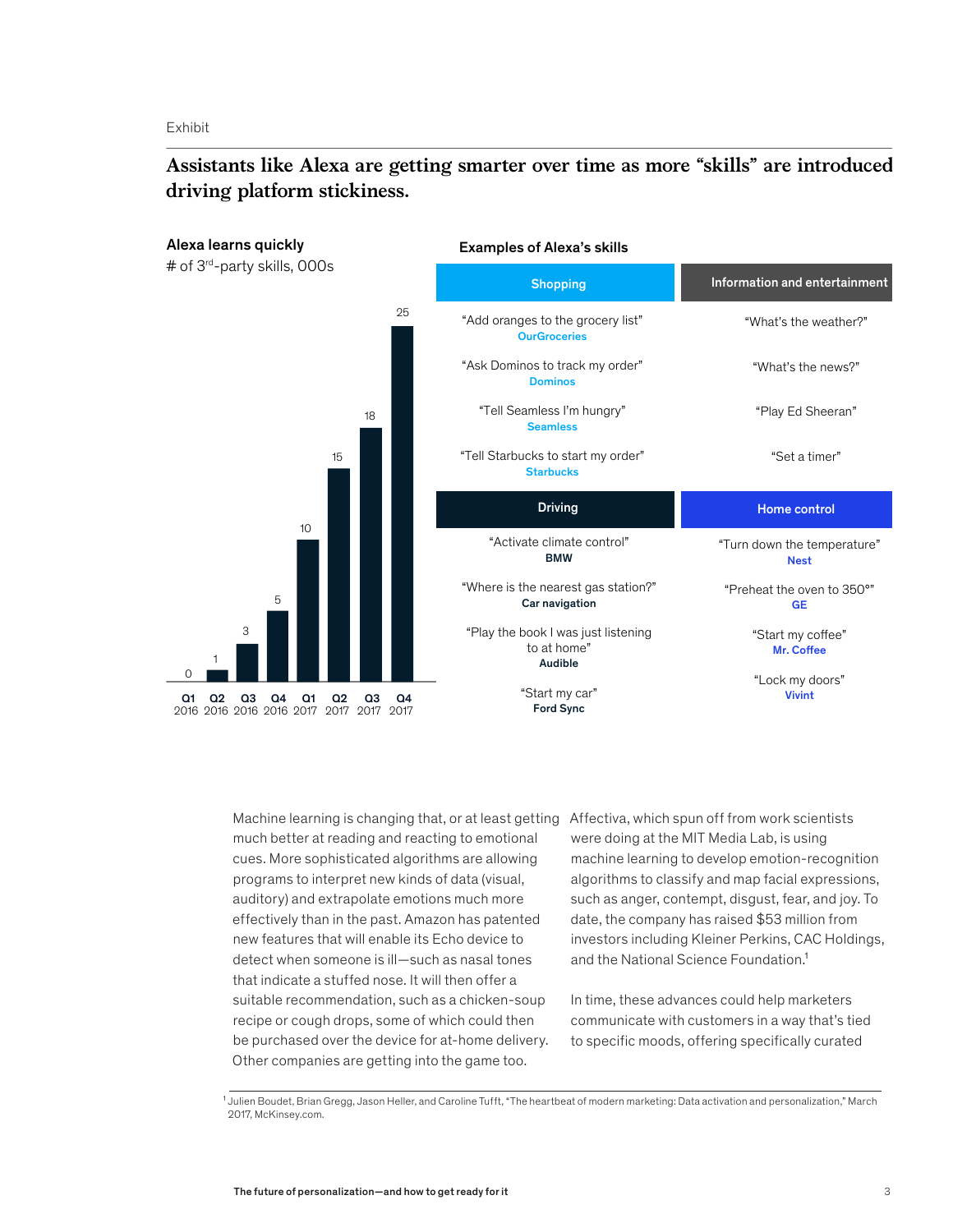Exhibit

## Assistants like Alexa are getting smarter over time as more "skills" are introduced driving platform stickiness.

**Alexa learns quickly**

# of 3rd-party skills, 000s

| Quarter | Skills (000s) |
|---|---|
| Q1 2016 | 0 |
| Q2 2016 | 1 |
| Q3 2016 | 3 |
| Q4 2016 | 5 |
| Q1 2017 | 10 |
| Q2 2017 | 15 |
| Q3 2017 | 18 |
| Q4 2017 | 25 |

**Examples of Alexa's skills**

| Shopping | Information and entertainment |
|---|---|
| "Add oranges to the grocery list" **OurGroceries** | "What's the weather?" |
| "Ask Dominos to track my order" **Dominos** | "What's the news?" |
| "Tell Seamless I'm hungry" **Seamless** | "Play Ed Sheeran" |
| "Tell Starbucks to start my order" **Starbucks** | "Set a timer" |

| Driving | Home control |
|---|---|
| "Activate climate control" **BMW** | "Turn down the temperature" **Nest** |
| "Where is the nearest gas station?" **Car navigation** | "Preheat the oven to 350°" **GE** |
| "Play the book I was just listening to at home" **Audible** | "Start my coffee" **Mr. Coffee** |
| "Start my car" **Ford Sync** | "Lock my doors" **Vivint** |

Machine learning is changing that, or at least getting much better at reading and reacting to emotional cues. More sophisticated algorithms are allowing programs to interpret new kinds of data (visual, auditory) and extrapolate emotions much more effectively than in the past. Amazon has patented new features that will enable its Echo device to detect when someone is ill—such as nasal tones that indicate a stuffed nose. It will then offer a suitable recommendation, such as a chicken-soup recipe or cough drops, some of which could then be purchased over the device for at-home delivery. Other companies are getting into the game too. Affectiva, which spun off from work scientists were doing at the MIT Media Lab, is using machine learning to develop emotion-recognition algorithms to classify and map facial expressions, such as anger, contempt, disgust, fear, and joy. To date, the company has raised $53 million from investors including Kleiner Perkins, CAC Holdings, and the National Science Foundation.[1]

In time, these advances could help marketers communicate with customers in a way that's tied to specific moods, offering specifically curated

[1] Julien Boudet, Brian Gregg, Jason Heller, and Caroline Tufft, "The heartbeat of modern marketing: Data activation and personalization," March 2017, McKinsey.com.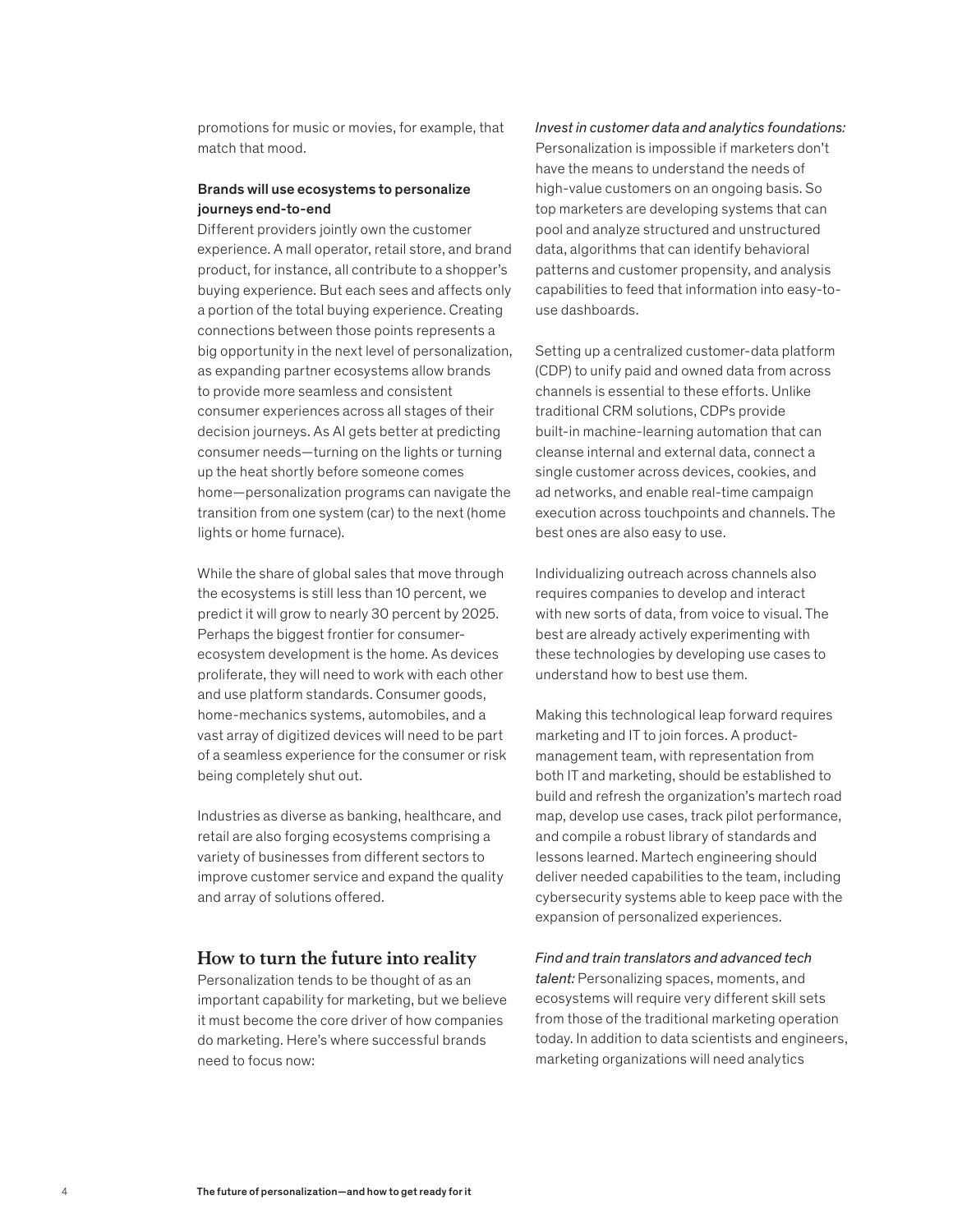promotions for music or movies, for example, that match that mood.

**Brands will use ecosystems to personalize journeys end-to-end**

Different providers jointly own the customer experience. A mall operator, retail store, and brand product, for instance, all contribute to a shopper's buying experience. But each sees and affects only a portion of the total buying experience. Creating connections between those points represents a big opportunity in the next level of personalization, as expanding partner ecosystems allow brands to provide more seamless and consistent consumer experiences across all stages of their decision journeys. As AI gets better at predicting consumer needs—turning on the lights or turning up the heat shortly before someone comes home—personalization programs can navigate the transition from one system (car) to the next (home lights or home furnace).

While the share of global sales that move through the ecosystems is still less than 10 percent, we predict it will grow to nearly 30 percent by 2025. Perhaps the biggest frontier for consumer-ecosystem development is the home. As devices proliferate, they will need to work with each other and use platform standards. Consumer goods, home-mechanics systems, automobiles, and a vast array of digitized devices will need to be part of a seamless experience for the consumer or risk being completely shut out.

Industries as diverse as banking, healthcare, and retail are also forging ecosystems comprising a variety of businesses from different sectors to improve customer service and expand the quality and array of solutions offered.

## How to turn the future into reality

Personalization tends to be thought of as an important capability for marketing, but we believe it must become the core driver of how companies do marketing. Here's where successful brands need to focus now:

*Invest in customer data and analytics foundations:* Personalization is impossible if marketers don't have the means to understand the needs of high-value customers on an ongoing basis. So top marketers are developing systems that can pool and analyze structured and unstructured data, algorithms that can identify behavioral patterns and customer propensity, and analysis capabilities to feed that information into easy-to-use dashboards.

Setting up a centralized customer-data platform (CDP) to unify paid and owned data from across channels is essential to these efforts. Unlike traditional CRM solutions, CDPs provide built-in machine-learning automation that can cleanse internal and external data, connect a single customer across devices, cookies, and ad networks, and enable real-time campaign execution across touchpoints and channels. The best ones are also easy to use.

Individualizing outreach across channels also requires companies to develop and interact with new sorts of data, from voice to visual. The best are already actively experimenting with these technologies by developing use cases to understand how to best use them.

Making this technological leap forward requires marketing and IT to join forces. A product-management team, with representation from both IT and marketing, should be established to build and refresh the organization's martech road map, develop use cases, track pilot performance, and compile a robust library of standards and lessons learned. Martech engineering should deliver needed capabilities to the team, including cybersecurity systems able to keep pace with the expansion of personalized experiences.

*Find and train translators and advanced tech talent:* Personalizing spaces, moments, and ecosystems will require very different skill sets from those of the traditional marketing operation today. In addition to data scientists and engineers, marketing organizations will need analytics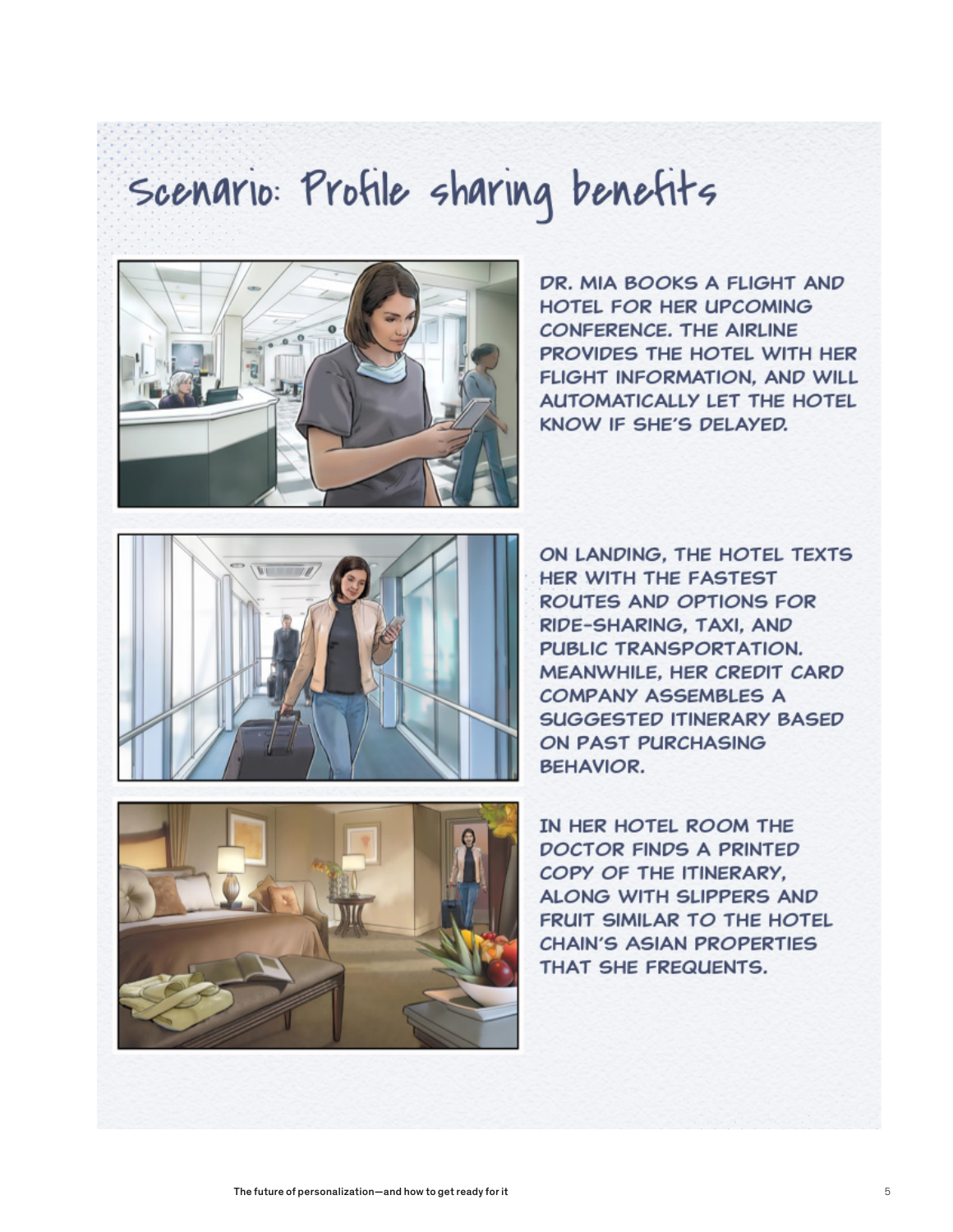# Scenario: Profile sharing benefits

DR. MIA BOOKS A FLIGHT AND HOTEL FOR HER UPCOMING CONFERENCE. THE AIRLINE PROVIDES THE HOTEL WITH HER FLIGHT INFORMATION, AND WILL AUTOMATICALLY LET THE HOTEL KNOW IF SHE'S DELAYED.

ON LANDING, THE HOTEL TEXTS HER WITH THE FASTEST ROUTES AND OPTIONS FOR RIDE-SHARING, TAXI, AND PUBLIC TRANSPORTATION. MEANWHILE, HER CREDIT CARD COMPANY ASSEMBLES A SUGGESTED ITINERARY BASED ON PAST PURCHASING BEHAVIOR.

IN HER HOTEL ROOM THE DOCTOR FINDS A PRINTED COPY OF THE ITINERARY, ALONG WITH SLIPPERS AND FRUIT SIMILAR TO THE HOTEL CHAIN'S ASIAN PROPERTIES THAT SHE FREQUENTS.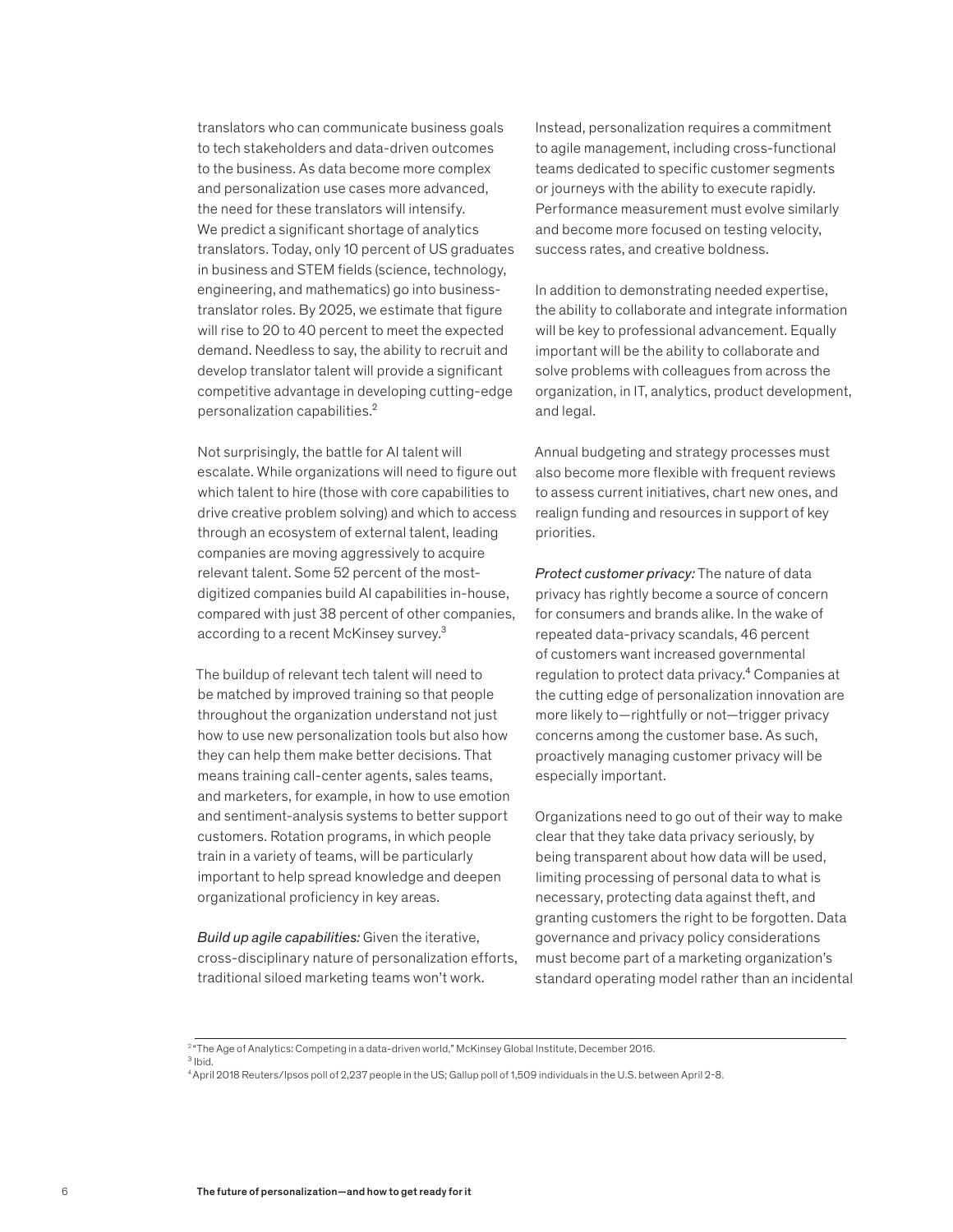translators who can communicate business goals to tech stakeholders and data-driven outcomes to the business. As data become more complex and personalization use cases more advanced, the need for these translators will intensify. We predict a significant shortage of analytics translators. Today, only 10 percent of US graduates in business and STEM fields (science, technology, engineering, and mathematics) go into business-translator roles. By 2025, we estimate that figure will rise to 20 to 40 percent to meet the expected demand. Needless to say, the ability to recruit and develop translator talent will provide a significant competitive advantage in developing cutting-edge personalization capabilities.[2]

Not surprisingly, the battle for AI talent will escalate. While organizations will need to figure out which talent to hire (those with core capabilities to drive creative problem solving) and which to access through an ecosystem of external talent, leading companies are moving aggressively to acquire relevant talent. Some 52 percent of the most-digitized companies build AI capabilities in-house, compared with just 38 percent of other companies, according to a recent McKinsey survey.[3]

The buildup of relevant tech talent will need to be matched by improved training so that people throughout the organization understand not just how to use new personalization tools but also how they can help them make better decisions. That means training call-center agents, sales teams, and marketers, for example, in how to use emotion and sentiment-analysis systems to better support customers. Rotation programs, in which people train in a variety of teams, will be particularly important to help spread knowledge and deepen organizational proficiency in key areas.

*Build up agile capabilities:* Given the iterative, cross-disciplinary nature of personalization efforts, traditional siloed marketing teams won't work. Instead, personalization requires a commitment to agile management, including cross-functional teams dedicated to specific customer segments or journeys with the ability to execute rapidly. Performance measurement must evolve similarly and become more focused on testing velocity, success rates, and creative boldness.

In addition to demonstrating needed expertise, the ability to collaborate and integrate information will be key to professional advancement. Equally important will be the ability to collaborate and solve problems with colleagues from across the organization, in IT, analytics, product development, and legal.

Annual budgeting and strategy processes must also become more flexible with frequent reviews to assess current initiatives, chart new ones, and realign funding and resources in support of key priorities.

*Protect customer privacy:* The nature of data privacy has rightly become a source of concern for consumers and brands alike. In the wake of repeated data-privacy scandals, 46 percent of customers want increased governmental regulation to protect data privacy.[4] Companies at the cutting edge of personalization innovation are more likely to—rightfully or not—trigger privacy concerns among the customer base. As such, proactively managing customer privacy will be especially important.

Organizations need to go out of their way to make clear that they take data privacy seriously, by being transparent about how data will be used, limiting processing of personal data to what is necessary, protecting data against theft, and granting customers the right to be forgotten. Data governance and privacy policy considerations must become part of a marketing organization's standard operating model rather than an incidental

---

[2] "The Age of Analytics: Competing in a data-driven world," McKinsey Global Institute, December 2016.
[3] Ibid.
[4] April 2018 Reuters/Ipsos poll of 2,237 people in the US; Gallup poll of 1,509 individuals in the U.S. between April 2-8.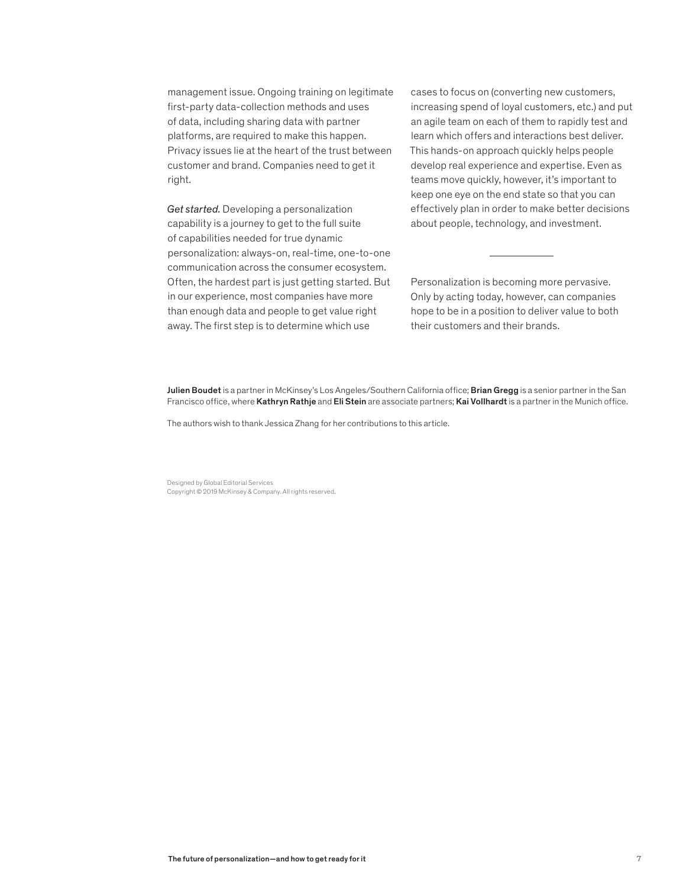management issue. Ongoing training on legitimate first-party data-collection methods and uses of data, including sharing data with partner platforms, are required to make this happen. Privacy issues lie at the heart of the trust between customer and brand. Companies need to get it right.

*Get started.* Developing a personalization capability is a journey to get to the full suite of capabilities needed for true dynamic personalization: always-on, real-time, one-to-one communication across the consumer ecosystem. Often, the hardest part is just getting started. But in our experience, most companies have more than enough data and people to get value right away. The first step is to determine which use cases to focus on (converting new customers, increasing spend of loyal customers, etc.) and put an agile team on each of them to rapidly test and learn which offers and interactions best deliver. This hands-on approach quickly helps people develop real experience and expertise. Even as teams move quickly, however, it's important to keep one eye on the end state so that you can effectively plan in order to make better decisions about people, technology, and investment.

---

Personalization is becoming more pervasive. Only by acting today, however, can companies hope to be in a position to deliver value to both their customers and their brands.

**Julien Boudet** is a partner in McKinsey's Los Angeles/Southern California office; **Brian Gregg** is a senior partner in the San Francisco office, where **Kathryn Rathje** and **Eli Stein** are associate partners; **Kai Vollhardt** is a partner in the Munich office.

The authors wish to thank Jessica Zhang for her contributions to this article.

Designed by Global Editorial Services
Copyright © 2019 McKinsey & Company. All rights reserved.